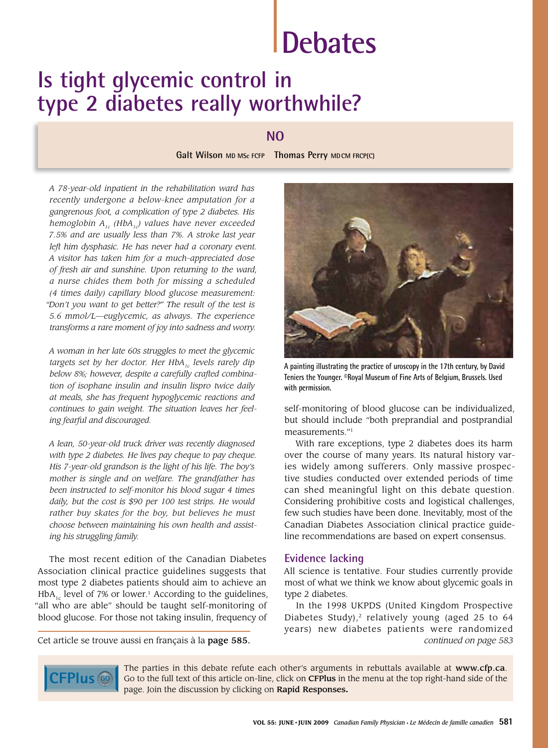# Debates

# Is tight glycemic control in type 2 diabetes really worthwhile?

## NO

**Galt Wilson** MD MSc FCFP **Thomas Perry** MDCM FRCP(C)

*A 78-year-old inpatient in the rehabilitation ward has recently undergone a below-knee amputation for a gangrenous foot, a complication of type 2 diabetes. His hemoglobin $A_{1c}$ ($HbA_{1c}$) values have never exceeded 7.5% and are usually less than 7%. A stroke last year left him dysphasic. He has never had a coronary event. A visitor has taken him for a much-appreciated dose of fresh air and sunshine. Upon returning to the ward, a nurse chides them both for missing a scheduled (4 times daily) capillary blood glucose measurement: "Don't you want to get better?" The result of the test is 5.6 mmol/L—euglycemic, as always. The experience transforms a rare moment of joy into sadness and worry.*

*A woman in her late 60s struggles to meet the glycemic targets set by her doctor. Her $HbA_{1c}$ levels rarely dip below 8%; however, despite a carefully crafted combination of isophane insulin and insulin lispro twice daily at meals, she has frequent hypoglycemic reactions and continues to gain weight. The situation leaves her feeling fearful and discouraged.*

*A lean, 50-year-old truck driver was recently diagnosed with type 2 diabetes. He lives pay cheque to pay cheque. His 7-year-old grandson is the light of his life. The boy's mother is single and on welfare. The grandfather has been instructed to self-monitor his blood sugar 4 times daily, but the cost is $90 per 100 test strips. He would rather buy skates for the boy, but believes he must choose between maintaining his own health and assisting his struggling family.*

The most recent edition of the Canadian Diabetes Association clinical practice guidelines suggests that most type 2 diabetes patients should aim to achieve an $HbA_{1c}$ level of 7% or lower.[1] According to the guidelines, "all who are able" should be taught self-monitoring of blood glucose. For those not taking insulin, frequency of self-monitoring of blood glucose can be individualized, but should include "both preprandial and postprandial measurements."[1]

A painting illustrating the practice of uroscopy in the 17th century, by David Teniers the Younger. ©Royal Museum of Fine Arts of Belgium, Brussels. Used with permission.

With rare exceptions, type 2 diabetes does its harm over the course of many years. Its natural history varies widely among sufferers. Only massive prospective studies conducted over extended periods of time can shed meaningful light on this debate question. Considering prohibitive costs and logistical challenges, few such studies have been done. Inevitably, most of the Canadian Diabetes Association clinical practice guideline recommendations are based on expert consensus.

### Evidence lacking

All science is tentative. Four studies currently provide most of what we think we know about glycemic goals in type 2 diabetes.

In the 1998 UKPDS (United Kingdom Prospective Diabetes Study),[2] relatively young (aged 25 to 64 years) new diabetes patients were randomized

*continued on page 583*

Cet article se trouve aussi en français à la **page 585**.

The parties in this debate refute each other's arguments in rebuttals available at **www.cfp.ca**. Go to the full text of this article on-line, click on **CFPlus** in the menu at the top right-hand side of the page. Join the discussion by clicking on **Rapid Responses.**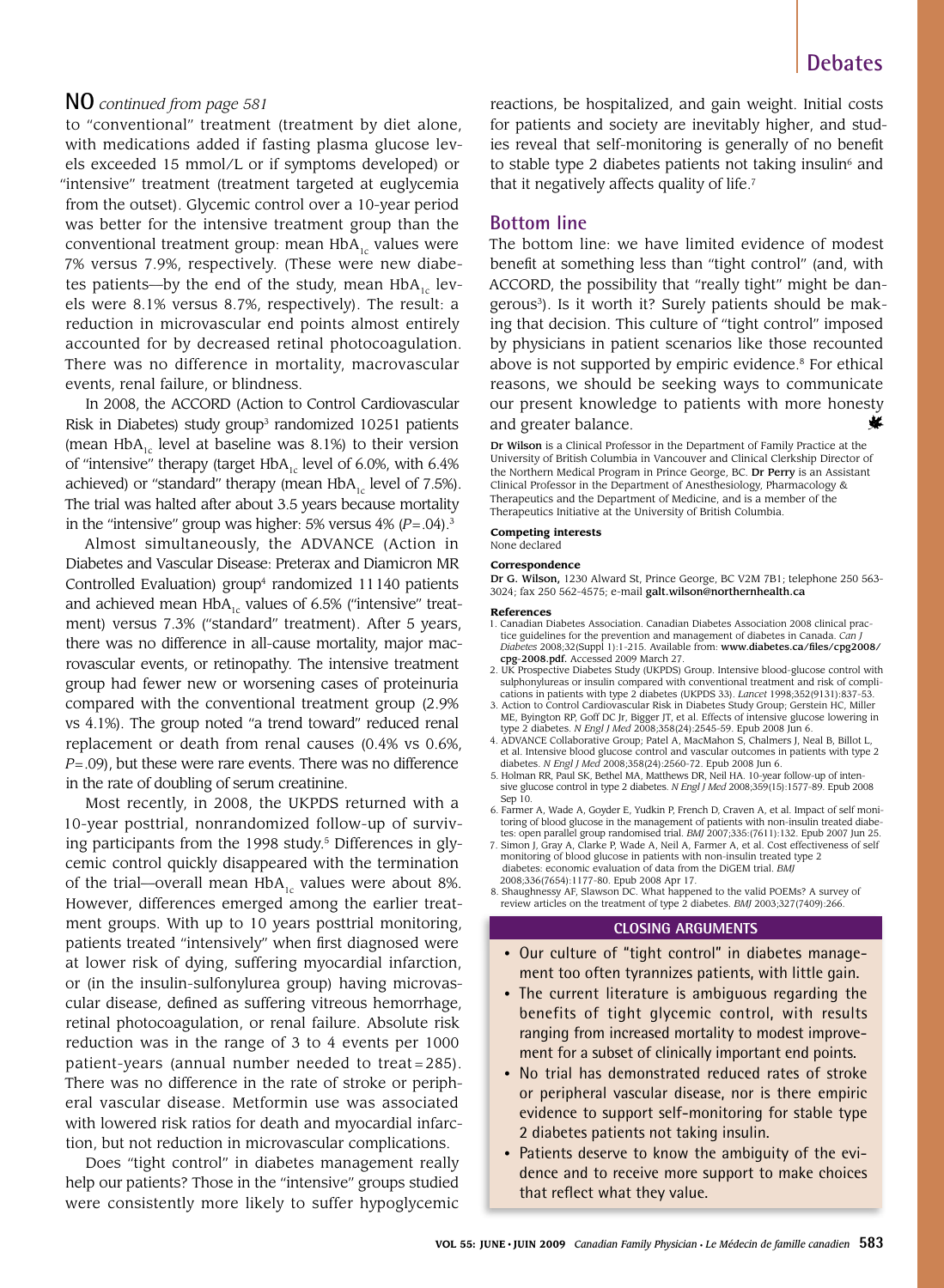**NO** *continued from page 581*

to "conventional" treatment (treatment by diet alone, with medications added if fasting plasma glucose levels exceeded 15 mmol/L or if symptoms developed) or "intensive" treatment (treatment targeted at euglycemia from the outset). Glycemic control over a 10-year period was better for the intensive treatment group than the conventional treatment group: mean $HbA_{1c}$ values were 7% versus 7.9%, respectively. (These were new diabetes patients—by the end of the study, mean $HbA_{1c}$ levels were 8.1% versus 8.7%, respectively). The result: a reduction in microvascular end points almost entirely accounted for by decreased retinal photocoagulation. There was no difference in mortality, macrovascular events, renal failure, or blindness.

In 2008, the ACCORD (Action to Control Cardiovascular Risk in Diabetes) study group[3] randomized 10251 patients (mean $HbA_{1c}$ level at baseline was 8.1%) to their version of "intensive" therapy (target $HbA_{1c}$ level of 6.0%, with 6.4% achieved) or "standard" therapy (mean $HbA_{1c}$ level of 7.5%). The trial was halted after about 3.5 years because mortality in the "intensive" group was higher: 5% versus 4% ($P=.04$).[3]

Almost simultaneously, the ADVANCE (Action in Diabetes and Vascular Disease: Preterax and Diamicron MR Controlled Evaluation) group[4] randomized 11140 patients and achieved mean $HbA_{1c}$ values of 6.5% ("intensive" treatment) versus 7.3% ("standard" treatment). After 5 years, there was no difference in all-cause mortality, major macrovascular events, or retinopathy. The intensive treatment group had fewer new or worsening cases of proteinuria compared with the conventional treatment group (2.9% vs 4.1%). The group noted "a trend toward" reduced renal replacement or death from renal causes (0.4% vs 0.6%, $P=.09$), but these were rare events. There was no difference in the rate of doubling of serum creatinine.

Most recently, in 2008, the UKPDS returned with a 10-year posttrial, nonrandomized follow-up of surviving participants from the 1998 study.[5] Differences in glycemic control quickly disappeared with the termination of the trial—overall mean $HbA_{1c}$ values were about 8%. However, differences emerged among the earlier treatment groups. With up to 10 years posttrial monitoring, patients treated "intensively" when first diagnosed were at lower risk of dying, suffering myocardial infarction, or (in the insulin-sulfonylurea group) having microvascular disease, defined as suffering vitreous hemorrhage, retinal photocoagulation, or renal failure. Absolute risk reduction was in the range of 3 to 4 events per 1000 patient-years (annual number needed to treat = 285). There was no difference in the rate of stroke or peripheral vascular disease. Metformin use was associated with lowered risk ratios for death and myocardial infarction, but not reduction in microvascular complications.

Does "tight control" in diabetes management really help our patients? Those in the "intensive" groups studied were consistently more likely to suffer hypoglycemic reactions, be hospitalized, and gain weight. Initial costs for patients and society are inevitably higher, and studies reveal that self-monitoring is generally of no benefit to stable type 2 diabetes patients not taking insulin[6] and that it negatively affects quality of life.[7]

## Bottom line

The bottom line: we have limited evidence of modest benefit at something less than "tight control" (and, with ACCORD, the possibility that "really tight" might be dangerous[3]). Is it worth it? Surely patients should be making that decision. This culture of "tight control" imposed by physicians in patient scenarios like those recounted above is not supported by empiric evidence.[8] For ethical reasons, we should be seeking ways to communicate our present knowledge to patients with more honesty and greater balance.

**Dr Wilson** is a Clinical Professor in the Department of Family Practice at the University of British Columbia in Vancouver and Clinical Clerkship Director of the Northern Medical Program in Prince George, BC. **Dr Perry** is an Assistant Clinical Professor in the Department of Anesthesiology, Pharmacology & Therapeutics and the Department of Medicine, and is a member of the Therapeutics Initiative at the University of British Columbia.

**Competing interests**
None declared

**Correspondence**
**Dr G. Wilson,** 1230 Alward St, Prince George, BC V2M 7B1; telephone 250 563-3024; fax 250 562-4575; e-mail **galt.wilson@northernhealth.ca**

**References**

1. Canadian Diabetes Association. Canadian Diabetes Association 2008 clinical practice guidelines for the prevention and management of diabetes in Canada. *Can J Diabetes* 2008;32(Suppl 1):1-215. Available from: **www.diabetes.ca/files/cpg2008/cpg-2008.pdf.** Accessed 2009 March 27.
2. UK Prospective Diabetes Study (UKPDS) Group. Intensive blood-glucose control with sulphonylureas or insulin compared with conventional treatment and risk of complications in patients with type 2 diabetes (UKPDS 33). *Lancet* 1998;352(9131):837-53.
3. Action to Control Cardiovascular Risk in Diabetes Study Group; Gerstein HC, Miller ME, Byington RP, Goff DC Jr, Bigger JT, et al. Effects of intensive glucose lowering in type 2 diabetes. *N Engl J Med* 2008;358(24):2545-59. Epub 2008 Jun 6.
4. ADVANCE Collaborative Group; Patel A, MacMahon S, Chalmers J, Neal B, Billot L, et al. Intensive blood glucose control and vascular outcomes in patients with type 2 diabetes. *N Engl J Med* 2008;358(24):2560-72. Epub 2008 Jun 6.
5. Holman RR, Paul SK, Bethel MA, Matthews DR, Neil HA. 10-year follow-up of intensive glucose control in type 2 diabetes. *N Engl J Med* 2008;359(15):1577-89. Epub 2008 Sep 10.
6. Farmer A, Wade A, Goyder E, Yudkin P, French D, Craven A, et al. Impact of self monitoring of blood glucose in the management of patients with non-insulin treated diabetes: open parallel group randomised trial. *BMJ* 2007;335:(7611):132. Epub 2007 Jun 25.
7. Simon J, Gray A, Clarke P, Wade A, Neil A, Farmer A, et al. Cost effectiveness of self monitoring of blood glucose in patients with non-insulin treated type 2 diabetes: economic evaluation of data from the DiGEM trial. *BMJ* 2008;336(7654):1177-80. Epub 2008 Apr 17.
8. Shaughnessy AF, Slawson DC. What happened to the valid POEMs? A survey of review articles on the treatment of type 2 diabetes. *BMJ* 2003;327(7409):266.

### CLOSING ARGUMENTS

- Our culture of "tight control" in diabetes management too often tyrannizes patients, with little gain.
- The current literature is ambiguous regarding the benefits of tight glycemic control, with results ranging from increased mortality to modest improvement for a subset of clinically important end points.
- No trial has demonstrated reduced rates of stroke or peripheral vascular disease, nor is there empiric evidence to support self-monitoring for stable type 2 diabetes patients not taking insulin.
- Patients deserve to know the ambiguity of the evidence and to receive more support to make choices that reflect what they value.